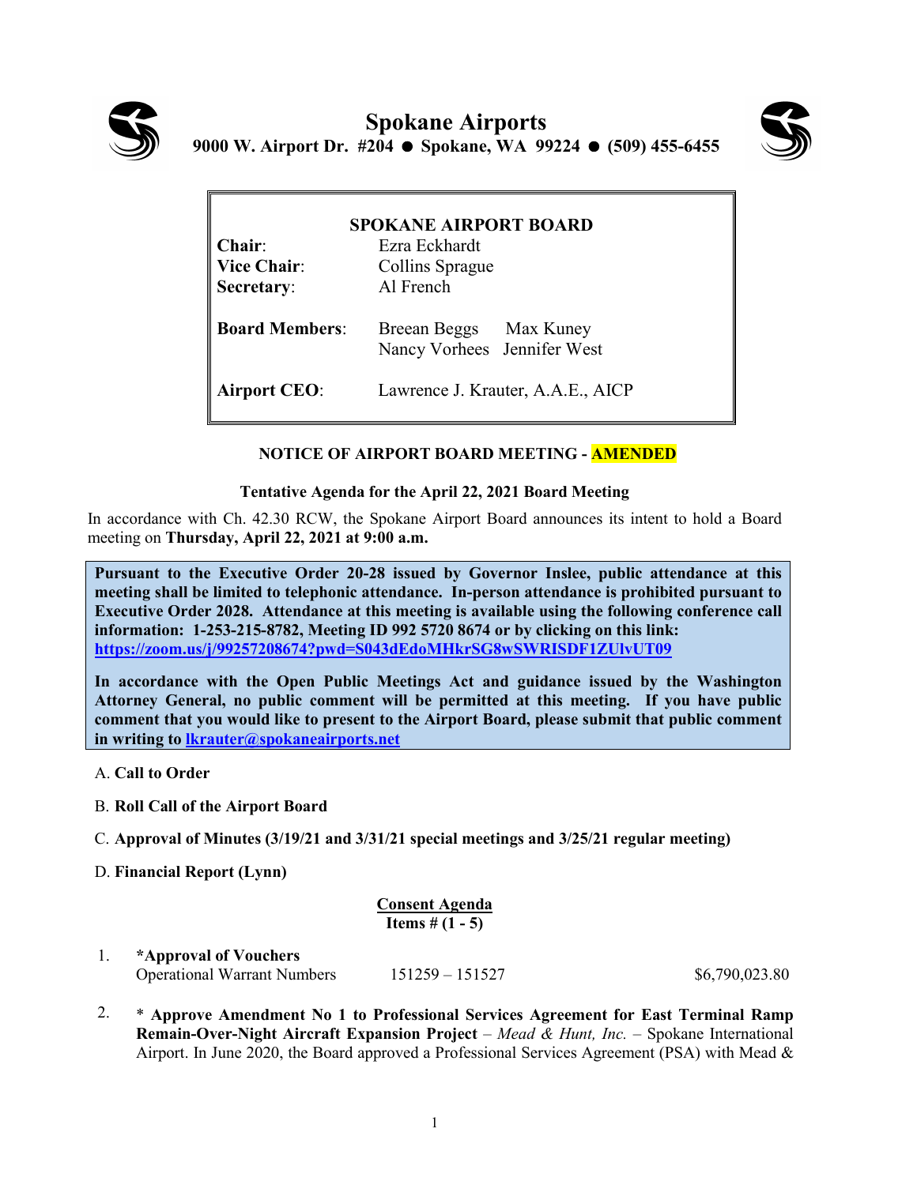# Spokane Airports

**9000 W. Airport Dr. #204 ● Spokane, WA 99224 ● (509) 455-6455**

| **SPOKANE AIRPORT BOARD** | |
|---|---|
| **Chair**: | Ezra Eckhardt |
| **Vice Chair**: | Collins Sprague |
| **Secretary**: | Al French |
| **Board Members**: | Breean Beggs Max Kuney<br>Nancy Vorhees Jennifer West |
| **Airport CEO**: | Lawrence J. Krauter, A.A.E., AICP |

**NOTICE OF AIRPORT BOARD MEETING - AMENDED**

**Tentative Agenda for the April 22, 2021 Board Meeting**

In accordance with Ch. 42.30 RCW, the Spokane Airport Board announces its intent to hold a Board meeting on **Thursday, April 22, 2021 at 9:00 a.m.**

**Pursuant to the Executive Order 20-28 issued by Governor Inslee, public attendance at this meeting shall be limited to telephonic attendance. In-person attendance is prohibited pursuant to Executive Order 2028. Attendance at this meeting is available using the following conference call information: 1-253-215-8782, Meeting ID 992 5720 8674 or by clicking on this link: https://zoom.us/j/99257208674?pwd=S043dEdoMHkrSG8wSWRISDF1ZUlvUT09**

**In accordance with the Open Public Meetings Act and guidance issued by the Washington Attorney General, no public comment will be permitted at this meeting. If you have public comment that you would like to present to the Airport Board, please submit that public comment in writing to lkrauter@spokaneairports.net**

A. **Call to Order**

B. **Roll Call of the Airport Board**

C. **Approval of Minutes (3/19/21 and 3/31/21 special meetings and 3/25/21 regular meeting)**

D. **Financial Report (Lynn)**

**Consent Agenda**
**Items # (1 - 5)**

1. ***Approval of Vouchers**
   Operational Warrant Numbers 151259 – 151527 $6,790,023.80

2. * **Approve Amendment No 1 to Professional Services Agreement for East Terminal Ramp Remain-Over-Night Aircraft Expansion Project** – *Mead & Hunt, Inc.* – Spokane International Airport. In June 2020, the Board approved a Professional Services Agreement (PSA) with Mead &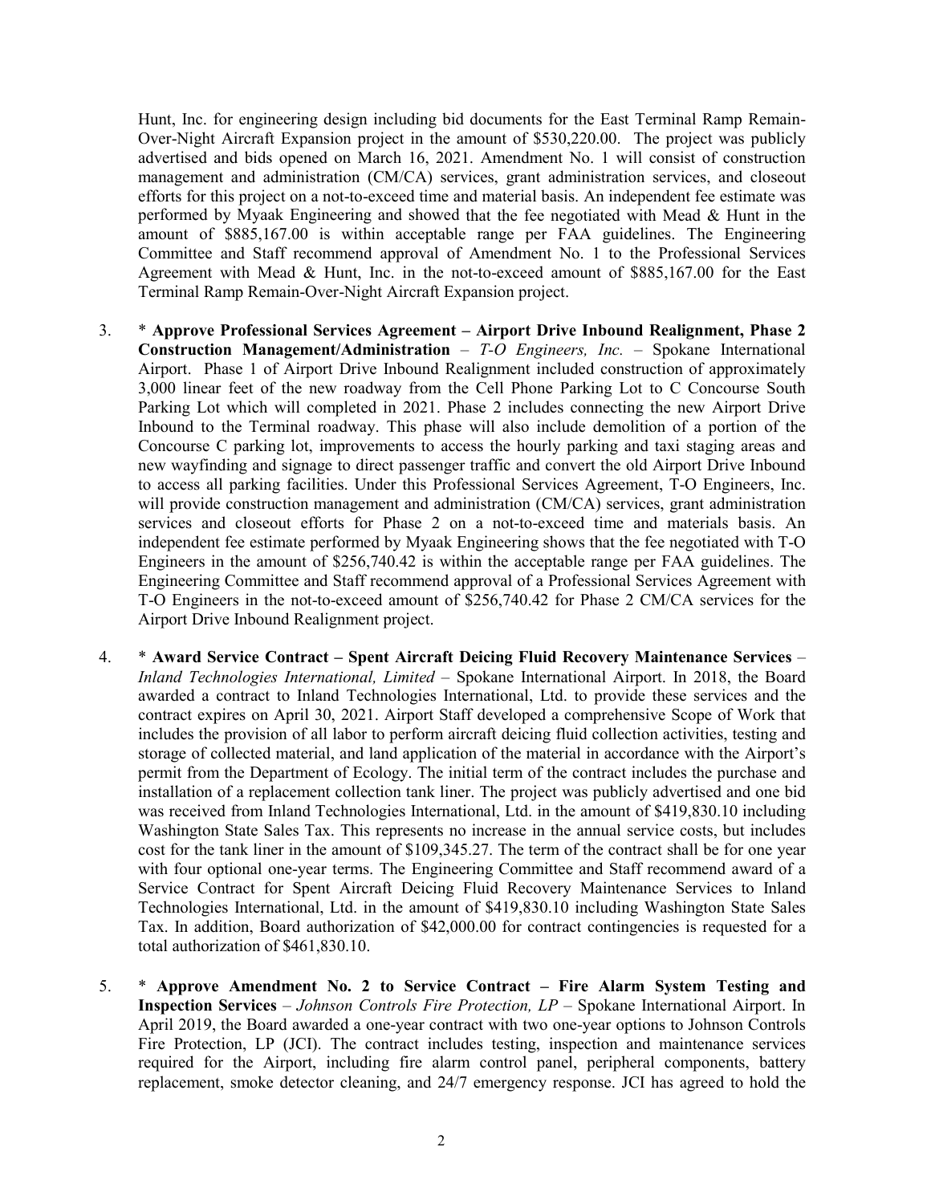Hunt, Inc. for engineering design including bid documents for the East Terminal Ramp Remain-Over-Night Aircraft Expansion project in the amount of $530,220.00. The project was publicly advertised and bids opened on March 16, 2021. Amendment No. 1 will consist of construction management and administration (CM/CA) services, grant administration services, and closeout efforts for this project on a not-to-exceed time and material basis. An independent fee estimate was performed by Myaak Engineering and showed that the fee negotiated with Mead & Hunt in the amount of $885,167.00 is within acceptable range per FAA guidelines. The Engineering Committee and Staff recommend approval of Amendment No. 1 to the Professional Services Agreement with Mead & Hunt, Inc. in the not-to-exceed amount of $885,167.00 for the East Terminal Ramp Remain-Over-Night Aircraft Expansion project.

3. * **Approve Professional Services Agreement – Airport Drive Inbound Realignment, Phase 2 Construction Management/Administration** – *T-O Engineers, Inc.* – Spokane International Airport. Phase 1 of Airport Drive Inbound Realignment included construction of approximately 3,000 linear feet of the new roadway from the Cell Phone Parking Lot to C Concourse South Parking Lot which will completed in 2021. Phase 2 includes connecting the new Airport Drive Inbound to the Terminal roadway. This phase will also include demolition of a portion of the Concourse C parking lot, improvements to access the hourly parking and taxi staging areas and new wayfinding and signage to direct passenger traffic and convert the old Airport Drive Inbound to access all parking facilities. Under this Professional Services Agreement, T-O Engineers, Inc. will provide construction management and administration (CM/CA) services, grant administration services and closeout efforts for Phase 2 on a not-to-exceed time and materials basis. An independent fee estimate performed by Myaak Engineering shows that the fee negotiated with T-O Engineers in the amount of $256,740.42 is within the acceptable range per FAA guidelines. The Engineering Committee and Staff recommend approval of a Professional Services Agreement with T-O Engineers in the not-to-exceed amount of $256,740.42 for Phase 2 CM/CA services for the Airport Drive Inbound Realignment project.

4. * **Award Service Contract – Spent Aircraft Deicing Fluid Recovery Maintenance Services** – *Inland Technologies International, Limited* – Spokane International Airport. In 2018, the Board awarded a contract to Inland Technologies International, Ltd. to provide these services and the contract expires on April 30, 2021. Airport Staff developed a comprehensive Scope of Work that includes the provision of all labor to perform aircraft deicing fluid collection activities, testing and storage of collected material, and land application of the material in accordance with the Airport's permit from the Department of Ecology. The initial term of the contract includes the purchase and installation of a replacement collection tank liner. The project was publicly advertised and one bid was received from Inland Technologies International, Ltd. in the amount of $419,830.10 including Washington State Sales Tax. This represents no increase in the annual service costs, but includes cost for the tank liner in the amount of $109,345.27. The term of the contract shall be for one year with four optional one-year terms. The Engineering Committee and Staff recommend award of a Service Contract for Spent Aircraft Deicing Fluid Recovery Maintenance Services to Inland Technologies International, Ltd. in the amount of $419,830.10 including Washington State Sales Tax. In addition, Board authorization of $42,000.00 for contract contingencies is requested for a total authorization of $461,830.10.

5. * **Approve Amendment No. 2 to Service Contract – Fire Alarm System Testing and Inspection Services** – *Johnson Controls Fire Protection, LP* – Spokane International Airport. In April 2019, the Board awarded a one-year contract with two one-year options to Johnson Controls Fire Protection, LP (JCI). The contract includes testing, inspection and maintenance services required for the Airport, including fire alarm control panel, peripheral components, battery replacement, smoke detector cleaning, and 24/7 emergency response. JCI has agreed to hold the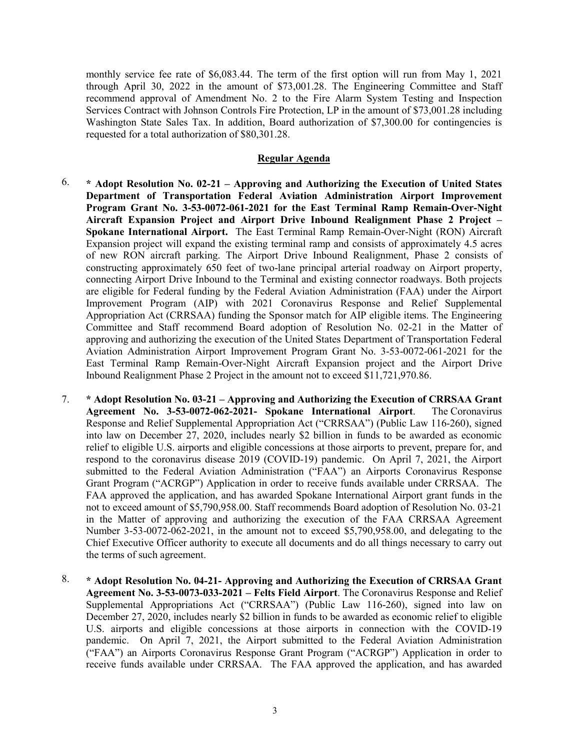monthly service fee rate of $6,083.44. The term of the first option will run from May 1, 2021 through April 30, 2022 in the amount of $73,001.28. The Engineering Committee and Staff recommend approval of Amendment No. 2 to the Fire Alarm System Testing and Inspection Services Contract with Johnson Controls Fire Protection, LP in the amount of $73,001.28 including Washington State Sales Tax. In addition, Board authorization of $7,300.00 for contingencies is requested for a total authorization of $80,301.28.

**Regular Agenda**

6. **\* Adopt Resolution No. 02-21 – Approving and Authorizing the Execution of United States Department of Transportation Federal Aviation Administration Airport Improvement Program Grant No. 3-53-0072-061-2021 for the East Terminal Ramp Remain-Over-Night Aircraft Expansion Project and Airport Drive Inbound Realignment Phase 2 Project – Spokane International Airport.** The East Terminal Ramp Remain-Over-Night (RON) Aircraft Expansion project will expand the existing terminal ramp and consists of approximately 4.5 acres of new RON aircraft parking. The Airport Drive Inbound Realignment, Phase 2 consists of constructing approximately 650 feet of two-lane principal arterial roadway on Airport property, connecting Airport Drive Inbound to the Terminal and existing connector roadways. Both projects are eligible for Federal funding by the Federal Aviation Administration (FAA) under the Airport Improvement Program (AIP) with 2021 Coronavirus Response and Relief Supplemental Appropriation Act (CRRSAA) funding the Sponsor match for AIP eligible items. The Engineering Committee and Staff recommend Board adoption of Resolution No. 02-21 in the Matter of approving and authorizing the execution of the United States Department of Transportation Federal Aviation Administration Airport Improvement Program Grant No. 3-53-0072-061-2021 for the East Terminal Ramp Remain-Over-Night Aircraft Expansion project and the Airport Drive Inbound Realignment Phase 2 Project in the amount not to exceed $11,721,970.86.

7. **\* Adopt Resolution No. 03-21 – Approving and Authorizing the Execution of CRRSAA Grant Agreement No. 3-53-0072-062-2021- Spokane International Airport**. The Coronavirus Response and Relief Supplemental Appropriation Act ("CRRSAA") (Public Law 116-260), signed into law on December 27, 2020, includes nearly $2 billion in funds to be awarded as economic relief to eligible U.S. airports and eligible concessions at those airports to prevent, prepare for, and respond to the coronavirus disease 2019 (COVID-19) pandemic. On April 7, 2021, the Airport submitted to the Federal Aviation Administration ("FAA") an Airports Coronavirus Response Grant Program ("ACRGP") Application in order to receive funds available under CRRSAA. The FAA approved the application, and has awarded Spokane International Airport grant funds in the not to exceed amount of $5,790,958.00. Staff recommends Board adoption of Resolution No. 03-21 in the Matter of approving and authorizing the execution of the FAA CRRSAA Agreement Number 3-53-0072-062-2021, in the amount not to exceed $5,790,958.00, and delegating to the Chief Executive Officer authority to execute all documents and do all things necessary to carry out the terms of such agreement.

8. **\* Adopt Resolution No. 04-21- Approving and Authorizing the Execution of CRRSAA Grant Agreement No. 3-53-0073-033-2021 – Felts Field Airport**. The Coronavirus Response and Relief Supplemental Appropriations Act ("CRRSAA") (Public Law 116-260), signed into law on December 27, 2020, includes nearly $2 billion in funds to be awarded as economic relief to eligible U.S. airports and eligible concessions at those airports in connection with the COVID-19 pandemic. On April 7, 2021, the Airport submitted to the Federal Aviation Administration ("FAA") an Airports Coronavirus Response Grant Program ("ACRGP") Application in order to receive funds available under CRRSAA. The FAA approved the application, and has awarded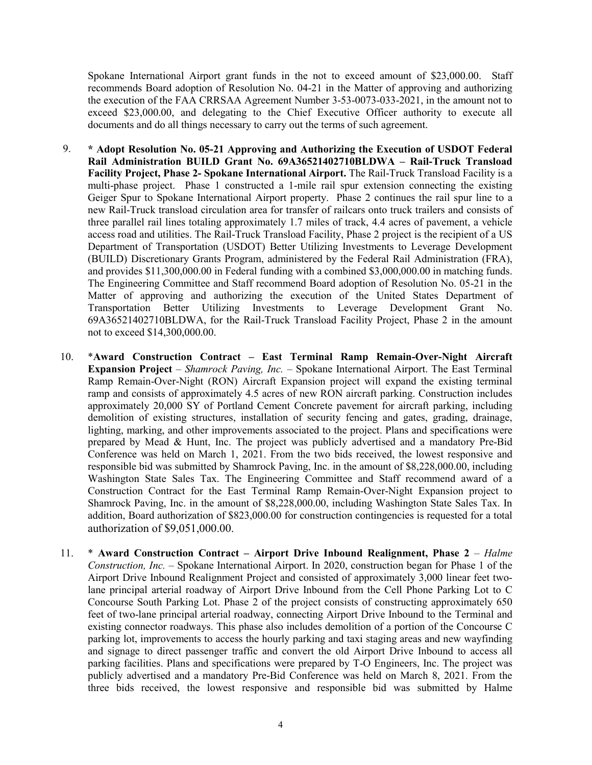Spokane International Airport grant funds in the not to exceed amount of $23,000.00. Staff recommends Board adoption of Resolution No. 04-21 in the Matter of approving and authorizing the execution of the FAA CRRSAA Agreement Number 3-53-0073-033-2021, in the amount not to exceed $23,000.00, and delegating to the Chief Executive Officer authority to execute all documents and do all things necessary to carry out the terms of such agreement.

9. **\* Adopt Resolution No. 05-21 Approving and Authorizing the Execution of USDOT Federal Rail Administration BUILD Grant No. 69A36521402710BLDWA – Rail-Truck Transload Facility Project, Phase 2- Spokane International Airport.** The Rail-Truck Transload Facility is a multi-phase project. Phase 1 constructed a 1-mile rail spur extension connecting the existing Geiger Spur to Spokane International Airport property. Phase 2 continues the rail spur line to a new Rail-Truck transload circulation area for transfer of railcars onto truck trailers and consists of three parallel rail lines totaling approximately 1.7 miles of track, 4.4 acres of pavement, a vehicle access road and utilities. The Rail-Truck Transload Facility, Phase 2 project is the recipient of a US Department of Transportation (USDOT) Better Utilizing Investments to Leverage Development (BUILD) Discretionary Grants Program, administered by the Federal Rail Administration (FRA), and provides $11,300,000.00 in Federal funding with a combined $3,000,000.00 in matching funds. The Engineering Committee and Staff recommend Board adoption of Resolution No. 05-21 in the Matter of approving and authorizing the execution of the United States Department of Transportation Better Utilizing Investments to Leverage Development Grant No. 69A36521402710BLDWA, for the Rail-Truck Transload Facility Project, Phase 2 in the amount not to exceed $14,300,000.00.

10. \***Award Construction Contract – East Terminal Ramp Remain-Over-Night Aircraft Expansion Project** – *Shamrock Paving, Inc.* – Spokane International Airport. The East Terminal Ramp Remain-Over-Night (RON) Aircraft Expansion project will expand the existing terminal ramp and consists of approximately 4.5 acres of new RON aircraft parking. Construction includes approximately 20,000 SY of Portland Cement Concrete pavement for aircraft parking, including demolition of existing structures, installation of security fencing and gates, grading, drainage, lighting, marking, and other improvements associated to the project. Plans and specifications were prepared by Mead & Hunt, Inc. The project was publicly advertised and a mandatory Pre-Bid Conference was held on March 1, 2021. From the two bids received, the lowest responsive and responsible bid was submitted by Shamrock Paving, Inc. in the amount of $8,228,000.00, including Washington State Sales Tax. The Engineering Committee and Staff recommend award of a Construction Contract for the East Terminal Ramp Remain-Over-Night Expansion project to Shamrock Paving, Inc. in the amount of $8,228,000.00, including Washington State Sales Tax. In addition, Board authorization of $823,000.00 for construction contingencies is requested for a total authorization of $9,051,000.00.

11. \* **Award Construction Contract – Airport Drive Inbound Realignment, Phase 2** – *Halme Construction, Inc.* – Spokane International Airport. In 2020, construction began for Phase 1 of the Airport Drive Inbound Realignment Project and consisted of approximately 3,000 linear feet two-lane principal arterial roadway of Airport Drive Inbound from the Cell Phone Parking Lot to C Concourse South Parking Lot. Phase 2 of the project consists of constructing approximately 650 feet of two-lane principal arterial roadway, connecting Airport Drive Inbound to the Terminal and existing connector roadways. This phase also includes demolition of a portion of the Concourse C parking lot, improvements to access the hourly parking and taxi staging areas and new wayfinding and signage to direct passenger traffic and convert the old Airport Drive Inbound to access all parking facilities. Plans and specifications were prepared by T-O Engineers, Inc. The project was publicly advertised and a mandatory Pre-Bid Conference was held on March 8, 2021. From the three bids received, the lowest responsive and responsible bid was submitted by Halme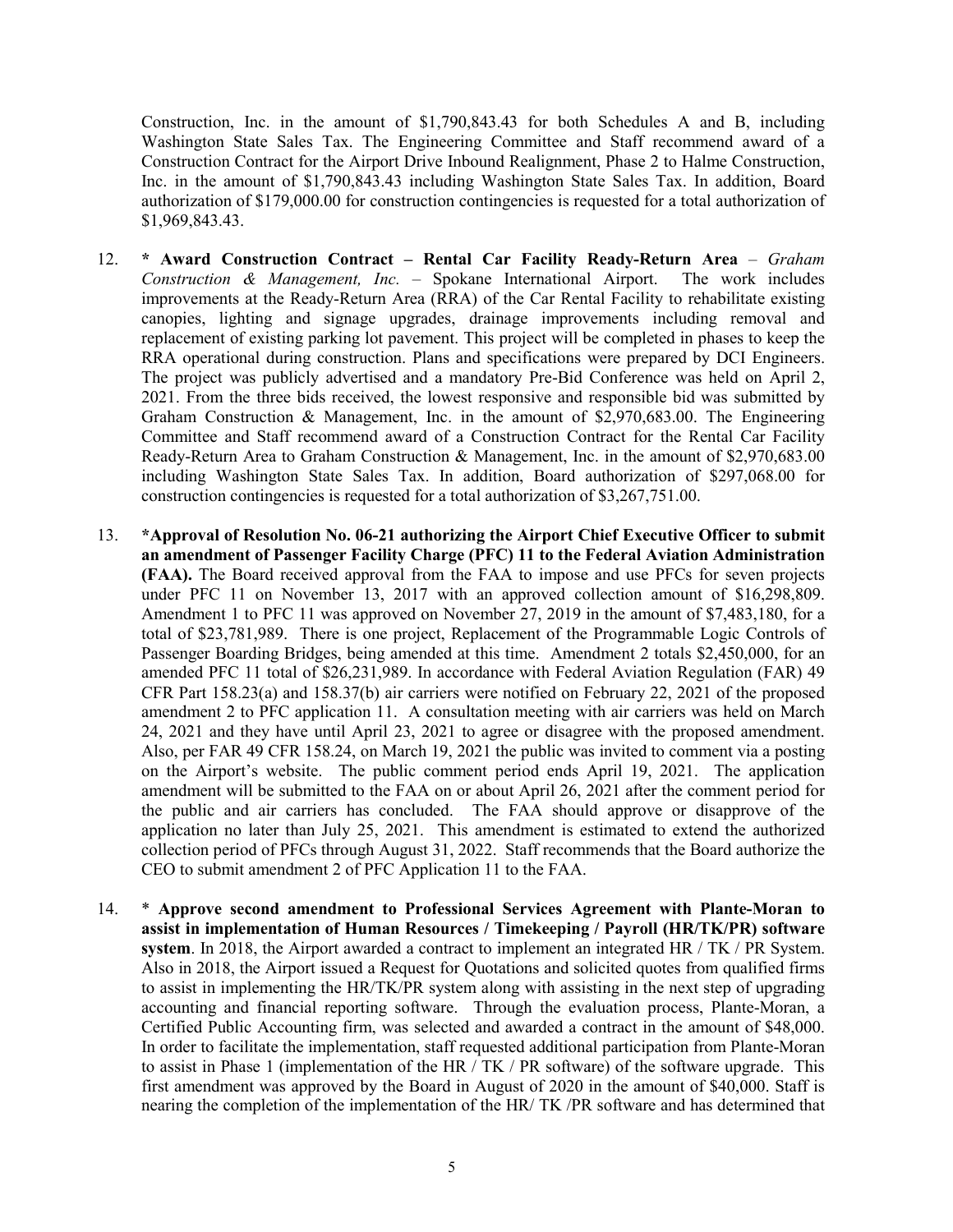Construction, Inc. in the amount of $1,790,843.43 for both Schedules A and B, including Washington State Sales Tax. The Engineering Committee and Staff recommend award of a Construction Contract for the Airport Drive Inbound Realignment, Phase 2 to Halme Construction, Inc. in the amount of $1,790,843.43 including Washington State Sales Tax. In addition, Board authorization of $179,000.00 for construction contingencies is requested for a total authorization of $1,969,843.43.

12. **\* Award Construction Contract – Rental Car Facility Ready-Return Area** – *Graham Construction & Management, Inc.* – Spokane International Airport. The work includes improvements at the Ready-Return Area (RRA) of the Car Rental Facility to rehabilitate existing canopies, lighting and signage upgrades, drainage improvements including removal and replacement of existing parking lot pavement. This project will be completed in phases to keep the RRA operational during construction. Plans and specifications were prepared by DCI Engineers. The project was publicly advertised and a mandatory Pre-Bid Conference was held on April 2, 2021. From the three bids received, the lowest responsive and responsible bid was submitted by Graham Construction & Management, Inc. in the amount of $2,970,683.00. The Engineering Committee and Staff recommend award of a Construction Contract for the Rental Car Facility Ready-Return Area to Graham Construction & Management, Inc. in the amount of $2,970,683.00 including Washington State Sales Tax. In addition, Board authorization of $297,068.00 for construction contingencies is requested for a total authorization of $3,267,751.00.

13. **\*Approval of Resolution No. 06-21 authorizing the Airport Chief Executive Officer to submit an amendment of Passenger Facility Charge (PFC) 11 to the Federal Aviation Administration (FAA).** The Board received approval from the FAA to impose and use PFCs for seven projects under PFC 11 on November 13, 2017 with an approved collection amount of $16,298,809. Amendment 1 to PFC 11 was approved on November 27, 2019 in the amount of $7,483,180, for a total of $23,781,989. There is one project, Replacement of the Programmable Logic Controls of Passenger Boarding Bridges, being amended at this time. Amendment 2 totals $2,450,000, for an amended PFC 11 total of $26,231,989. In accordance with Federal Aviation Regulation (FAR) 49 CFR Part 158.23(a) and 158.37(b) air carriers were notified on February 22, 2021 of the proposed amendment 2 to PFC application 11. A consultation meeting with air carriers was held on March 24, 2021 and they have until April 23, 2021 to agree or disagree with the proposed amendment. Also, per FAR 49 CFR 158.24, on March 19, 2021 the public was invited to comment via a posting on the Airport's website. The public comment period ends April 19, 2021. The application amendment will be submitted to the FAA on or about April 26, 2021 after the comment period for the public and air carriers has concluded. The FAA should approve or disapprove of the application no later than July 25, 2021. This amendment is estimated to extend the authorized collection period of PFCs through August 31, 2022. Staff recommends that the Board authorize the CEO to submit amendment 2 of PFC Application 11 to the FAA.

14. \* **Approve second amendment to Professional Services Agreement with Plante-Moran to assist in implementation of Human Resources / Timekeeping / Payroll (HR/TK/PR) software system**. In 2018, the Airport awarded a contract to implement an integrated HR / TK / PR System. Also in 2018, the Airport issued a Request for Quotations and solicited quotes from qualified firms to assist in implementing the HR/TK/PR system along with assisting in the next step of upgrading accounting and financial reporting software. Through the evaluation process, Plante-Moran, a Certified Public Accounting firm, was selected and awarded a contract in the amount of $48,000. In order to facilitate the implementation, staff requested additional participation from Plante-Moran to assist in Phase 1 (implementation of the HR / TK / PR software) of the software upgrade. This first amendment was approved by the Board in August of 2020 in the amount of $40,000. Staff is nearing the completion of the implementation of the HR/ TK /PR software and has determined that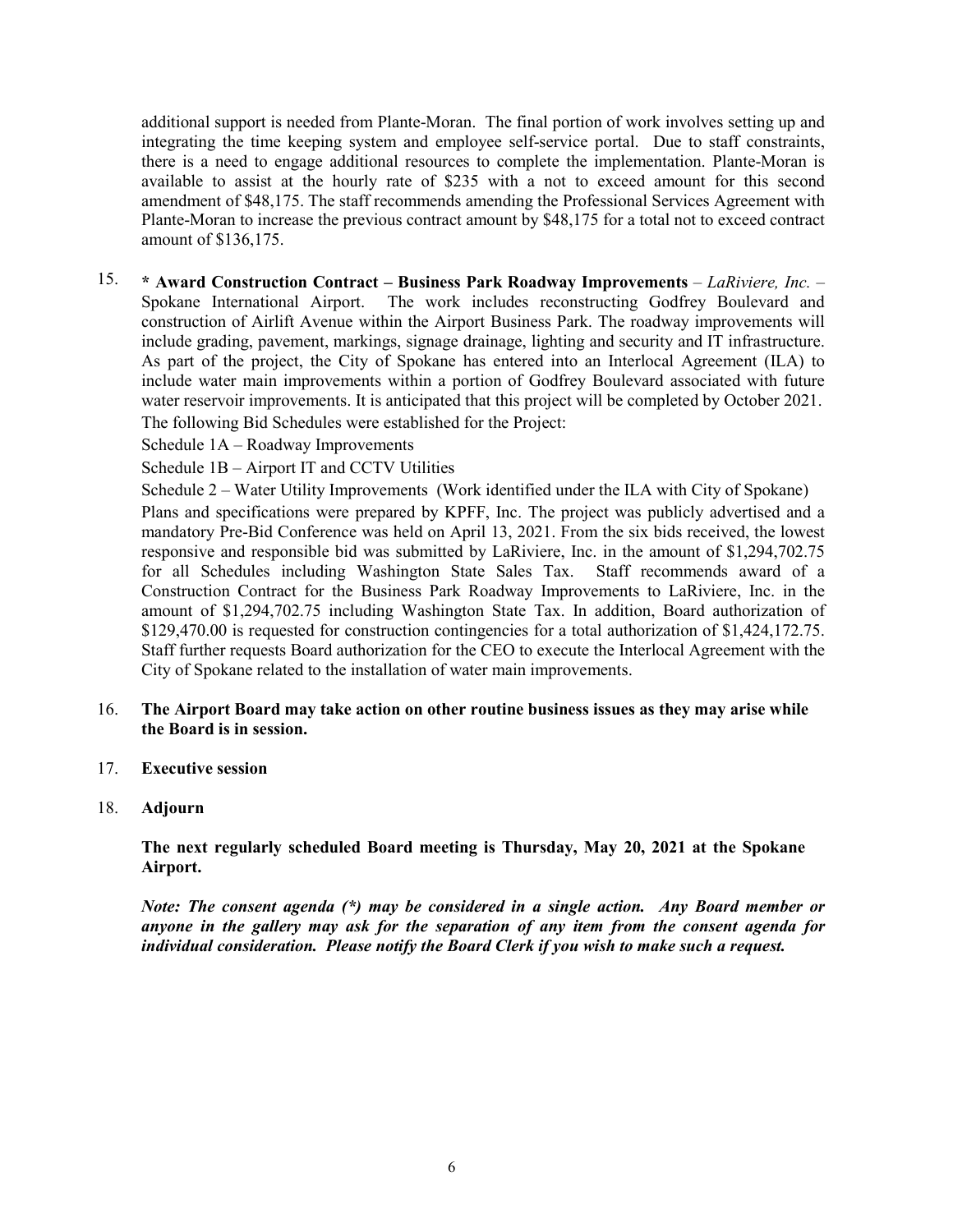additional support is needed from Plante-Moran. The final portion of work involves setting up and integrating the time keeping system and employee self-service portal. Due to staff constraints, there is a need to engage additional resources to complete the implementation. Plante-Moran is available to assist at the hourly rate of $235 with a not to exceed amount for this second amendment of $48,175. The staff recommends amending the Professional Services Agreement with Plante-Moran to increase the previous contract amount by $48,175 for a total not to exceed contract amount of $136,175.

15. **\* Award Construction Contract – Business Park Roadway Improvements** – *LaRiviere, Inc.* – Spokane International Airport. The work includes reconstructing Godfrey Boulevard and construction of Airlift Avenue within the Airport Business Park. The roadway improvements will include grading, pavement, markings, signage drainage, lighting and security and IT infrastructure. As part of the project, the City of Spokane has entered into an Interlocal Agreement (ILA) to include water main improvements within a portion of Godfrey Boulevard associated with future water reservoir improvements. It is anticipated that this project will be completed by October 2021.

    The following Bid Schedules were established for the Project:

    Schedule 1A – Roadway Improvements

    Schedule 1B – Airport IT and CCTV Utilities

    Schedule 2 – Water Utility Improvements (Work identified under the ILA with City of Spokane)

    Plans and specifications were prepared by KPFF, Inc. The project was publicly advertised and a mandatory Pre-Bid Conference was held on April 13, 2021. From the six bids received, the lowest responsive and responsible bid was submitted by LaRiviere, Inc. in the amount of $1,294,702.75 for all Schedules including Washington State Sales Tax. Staff recommends award of a Construction Contract for the Business Park Roadway Improvements to LaRiviere, Inc. in the amount of $1,294,702.75 including Washington State Tax. In addition, Board authorization of $129,470.00 is requested for construction contingencies for a total authorization of $1,424,172.75. Staff further requests Board authorization for the CEO to execute the Interlocal Agreement with the City of Spokane related to the installation of water main improvements.

16. **The Airport Board may take action on other routine business issues as they may arise while the Board is in session.**

17. **Executive session**

18. **Adjourn**

    **The next regularly scheduled Board meeting is Thursday, May 20, 2021 at the Spokane Airport.**

    ***Note: The consent agenda (\*) may be considered in a single action. Any Board member or anyone in the gallery may ask for the separation of any item from the consent agenda for individual consideration. Please notify the Board Clerk if you wish to make such a request.***